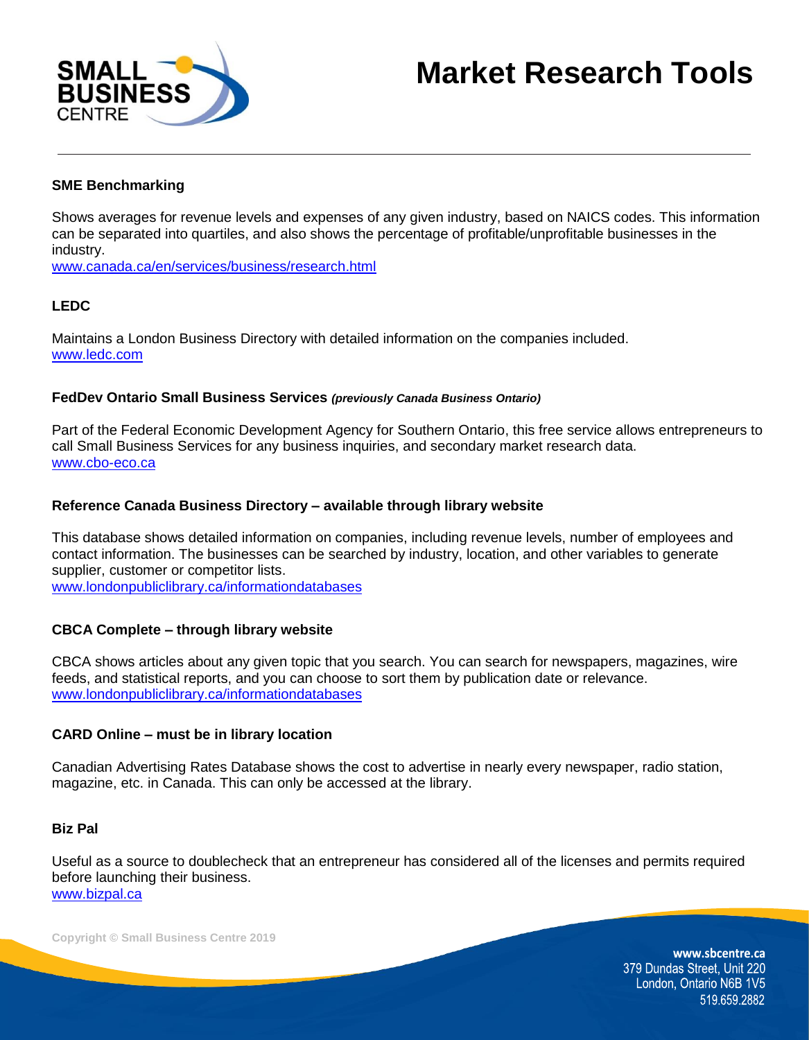# Market Research Tools

### SME Benchmarking

Shows averages for revenue levels and expenses of any given industry, based on NAICS codes. This information can be separated into quartiles, and also shows the percentage of profitable/unprofitable businesses in the industry.
www.canada.ca/en/services/business/research.html

### LEDC

Maintains a London Business Directory with detailed information on the companies included.
www.ledc.com

### FedDev Ontario Small Business Services *(previously Canada Business Ontario)*

Part of the Federal Economic Development Agency for Southern Ontario, this free service allows entrepreneurs to call Small Business Services for any business inquiries, and secondary market research data.
www.cbo-eco.ca

### Reference Canada Business Directory – available through library website

This database shows detailed information on companies, including revenue levels, number of employees and contact information. The businesses can be searched by industry, location, and other variables to generate supplier, customer or competitor lists.
www.londonpubliclibrary.ca/informationdatabases

### CBCA Complete – through library website

CBCA shows articles about any given topic that you search. You can search for newspapers, magazines, wire feeds, and statistical reports, and you can choose to sort them by publication date or relevance.
www.londonpubliclibrary.ca/informationdatabases

### CARD Online – must be in library location

Canadian Advertising Rates Database shows the cost to advertise in nearly every newspaper, radio station, magazine, etc. in Canada. This can only be accessed at the library.

### Biz Pal

Useful as a source to doublecheck that an entrepreneur has considered all of the licenses and permits required before launching their business.
www.bizpal.ca

Copyright © Small Business Centre 2019

www.sbcentre.ca
379 Dundas Street, Unit 220
London, Ontario N6B 1V5
519.659.2882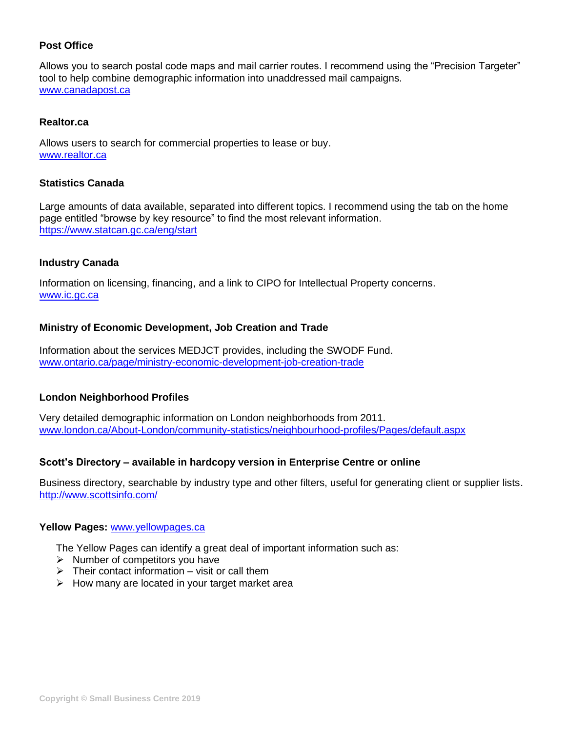**Post Office**

Allows you to search postal code maps and mail carrier routes. I recommend using the "Precision Targeter" tool to help combine demographic information into unaddressed mail campaigns.
www.canadapost.ca

**Realtor.ca**

Allows users to search for commercial properties to lease or buy.
www.realtor.ca

**Statistics Canada**

Large amounts of data available, separated into different topics. I recommend using the tab on the home page entitled "browse by key resource" to find the most relevant information.
https://www.statcan.gc.ca/eng/start

**Industry Canada**

Information on licensing, financing, and a link to CIPO for Intellectual Property concerns.
www.ic.gc.ca

**Ministry of Economic Development, Job Creation and Trade**

Information about the services MEDJCT provides, including the SWODF Fund.
www.ontario.ca/page/ministry-economic-development-job-creation-trade

**London Neighborhood Profiles**

Very detailed demographic information on London neighborhoods from 2011.
www.london.ca/About-London/community-statistics/neighbourhood-profiles/Pages/default.aspx

**Scott's Directory – available in hardcopy version in Enterprise Centre or online**

Business directory, searchable by industry type and other filters, useful for generating client or supplier lists.
http://www.scottsinfo.com/

**Yellow Pages:** www.yellowpages.ca

The Yellow Pages can identify a great deal of important information such as:

- Number of competitors you have
- Their contact information – visit or call them
- How many are located in your target market area